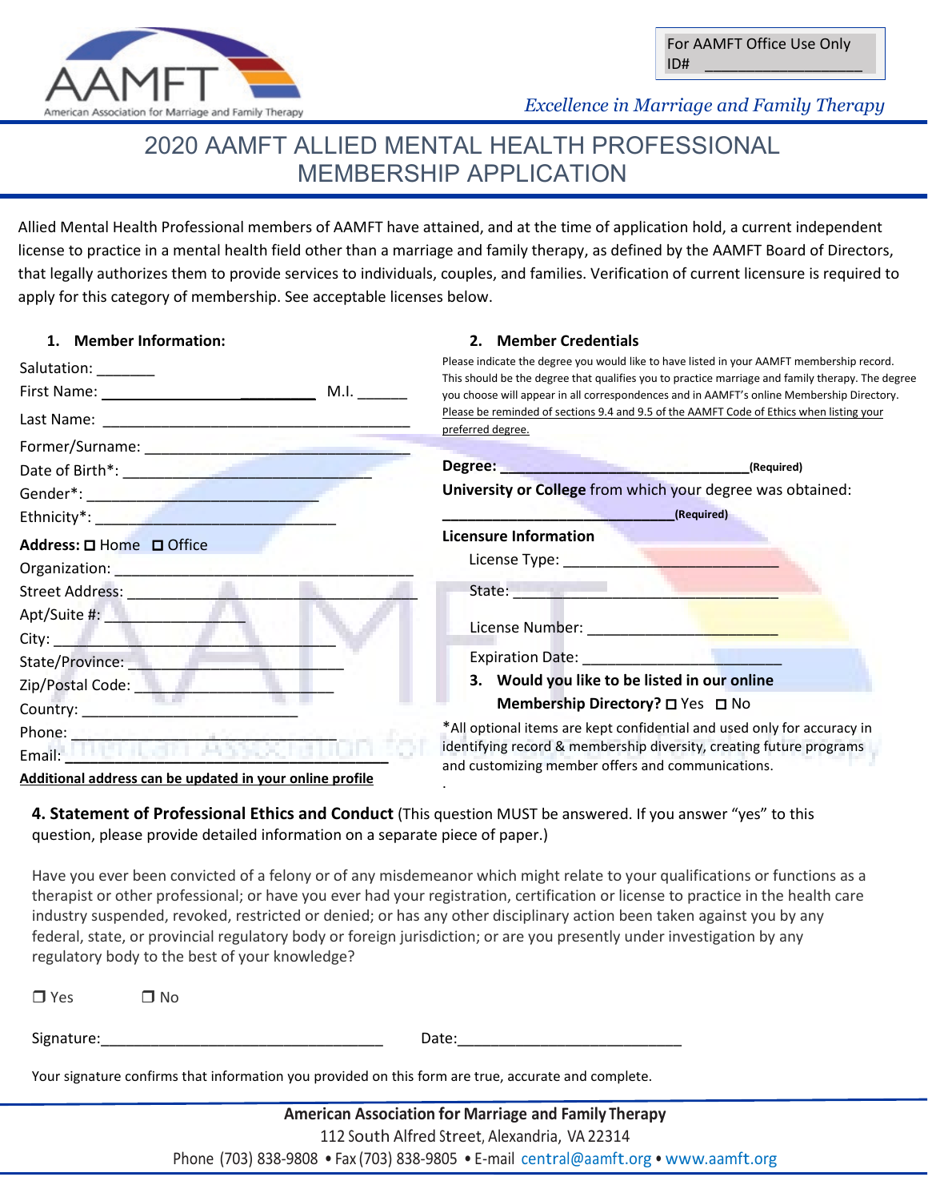AAMFT
American Association for Marriage and Family Therapy

For AAMFT Office Use Only
ID# ________________

*Excellence in Marriage and Family Therapy*

# 2020 AAMFT ALLIED MENTAL HEALTH PROFESSIONAL MEMBERSHIP APPLICATION

Allied Mental Health Professional members of AAMFT have attained, and at the time of application hold, a current independent license to practice in a mental health field other than a marriage and family therapy, as defined by the AAMFT Board of Directors, that legally authorizes them to provide services to individuals, couples, and families. Verification of current licensure is required to apply for this category of membership. See acceptable licenses below.

### 1. Member Information:

Salutation: _______

First Name: _________________________ M.I. ______

Last Name: ___________________________________

Former/Surname: ______________________________

Date of Birth*: _____________________________

Gender*: ___________________________

Ethnicity*: ___________________________

**Address:** ☐ Home ☐ Office

Organization: _________________________________

Street Address: _________________________________

Apt/Suite #: _______________

City: ______________________________

State/Province: ______________________

Zip/Postal Code: ______________________

Country: _________________________

Phone: ______________________________

Email: ______________________________

**Additional address can be updated in your online profile**

### 2. Member Credentials

Please indicate the degree you would like to have listed in your AAMFT membership record. This should be the degree that qualifies you to practice marriage and family therapy. The degree you choose will appear in all correspondences and in AAMFT's online Membership Directory. Please be reminded of sections 9.4 and 9.5 of the AAMFT Code of Ethics when listing your preferred degree.

**Degree:** ______________________________ **(Required)**

**University or College** from which your degree was obtained:

___________________________ **(Required)**

**Licensure Information**

License Type: _________________________

State: ______________________________

License Number: ______________________

Expiration Date: ______________________

### 3. Would you like to be listed in our online Membership Directory? ☐ Yes ☐ No

*All optional items are kept confidential and used only for accuracy in identifying record & membership diversity, creating future programs and customizing member offers and communications.

**4. Statement of Professional Ethics and Conduct** (This question MUST be answered. If you answer "yes" to this question, please provide detailed information on a separate piece of paper.)

Have you ever been convicted of a felony or of any misdemeanor which might relate to your qualifications or functions as a therapist or other professional; or have you ever had your registration, certification or license to practice in the health care industry suspended, revoked, restricted or denied; or has any other disciplinary action been taken against you by any federal, state, or provincial regulatory body or foreign jurisdiction; or are you presently under investigation by any regulatory body to the best of your knowledge?

☐ Yes ☐ No

Signature:_________________________________ Date:__________________________

Your signature confirms that information you provided on this form are true, accurate and complete.

**American Association for Marriage and Family Therapy**
112 South Alfred Street, Alexandria, VA 22314
Phone (703) 838-9808 • Fax (703) 838-9805 • E-mail central@aamft.org • www.aamft.org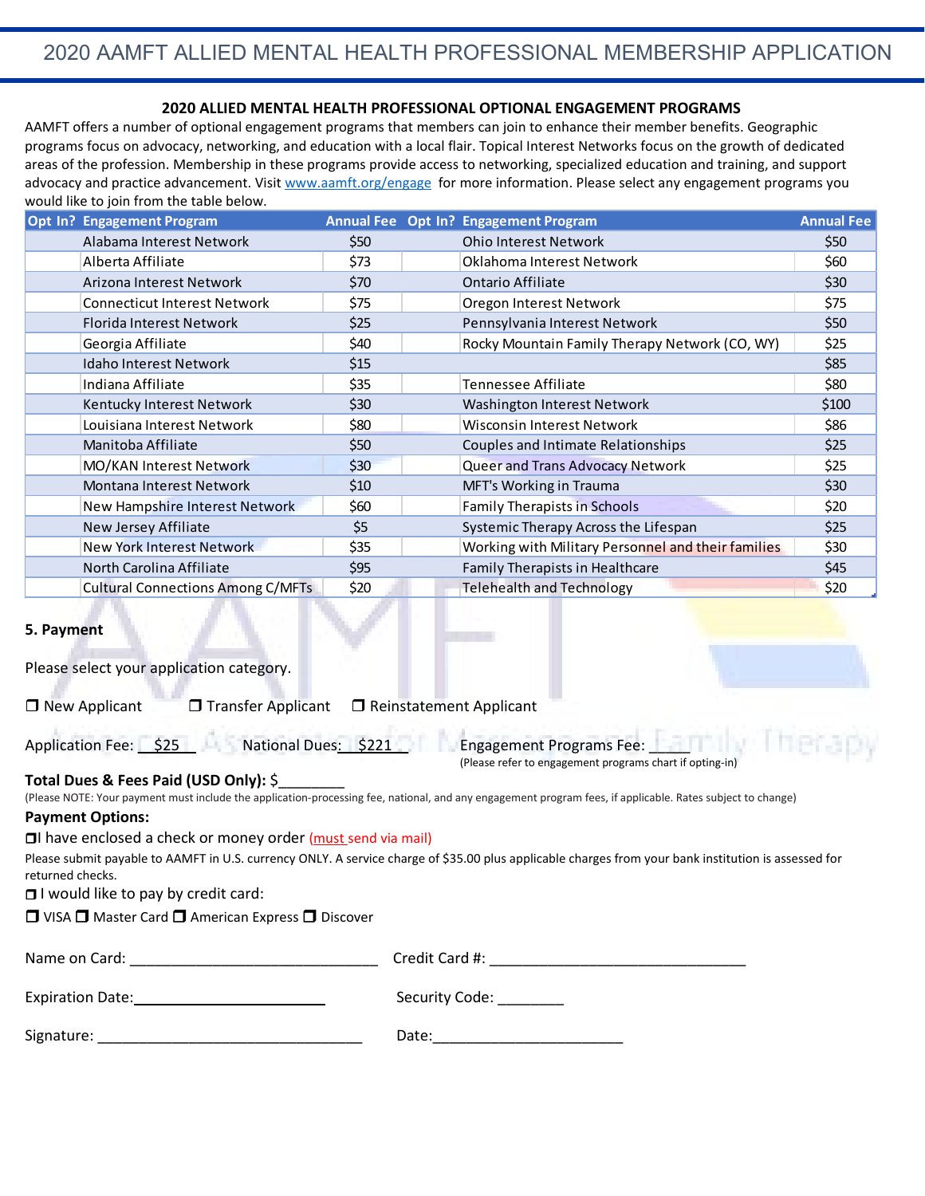# 2020 AAMFT ALLIED MENTAL HEALTH PROFESSIONAL MEMBERSHIP APPLICATION

**2020 ALLIED MENTAL HEALTH PROFESSIONAL OPTIONAL ENGAGEMENT PROGRAMS**

AAMFT offers a number of optional engagement programs that members can join to enhance their member benefits. Geographic programs focus on advocacy, networking, and education with a local flair. Topical Interest Networks focus on the growth of dedicated areas of the profession. Membership in these programs provide access to networking, specialized education and training, and support advocacy and practice advancement. Visit www.aamft.org/engage for more information. Please select any engagement programs you would like to join from the table below.

| Opt In? | Engagement Program | Annual Fee | Opt In? | Engagement Program | Annual Fee |
|---|---|---|---|---|---|
| | Alabama Interest Network | $50 | | Ohio Interest Network | $50 |
| | Alberta Affiliate | $73 | | Oklahoma Interest Network | $60 |
| | Arizona Interest Network | $70 | | Ontario Affiliate | $30 |
| | Connecticut Interest Network | $75 | | Oregon Interest Network | $75 |
| | Florida Interest Network | $25 | | Pennsylvania Interest Network | $50 |
| | Georgia Affiliate | $40 | | Rocky Mountain Family Therapy Network (CO, WY) | $25 |
| | Idaho Interest Network | $15 | | | $85 |
| | Indiana Affiliate | $35 | | Tennessee Affiliate | $80 |
| | Kentucky Interest Network | $30 | | Washington Interest Network | $100 |
| | Louisiana Interest Network | $80 | | Wisconsin Interest Network | $86 |
| | Manitoba Affiliate | $50 | | Couples and Intimate Relationships | $25 |
| | MO/KAN Interest Network | $30 | | Queer and Trans Advocacy Network | $25 |
| | Montana Interest Network | $10 | | MFT's Working in Trauma | $30 |
| | New Hampshire Interest Network | $60 | | Family Therapists in Schools | $20 |
| | New Jersey Affiliate | $5 | | Systemic Therapy Across the Lifespan | $25 |
| | New York Interest Network | $35 | | Working with Military Personnel and their families | $30 |
| | North Carolina Affiliate | $95 | | Family Therapists in Healthcare | $45 |
| | Cultural Connections Among C/MFTs | $20 | | Telehealth and Technology | $20 |

**5. Payment**

Please select your application category.

❐ New Applicant ❐ Transfer Applicant ❐ Reinstatement Applicant

Application Fee: $25 National Dues: $221 Engagement Programs Fee: ____
(Please refer to engagement programs chart if opting-in)

**Total Dues & Fees Paid (USD Only):** $________

(Please NOTE: Your payment must include the application-processing fee, national, and any engagement program fees, if applicable. Rates subject to change)

**Payment Options:**

❐ I have enclosed a check or money order (must send via mail)

Please submit payable to AAMFT in U.S. currency ONLY. A service charge of $35.00 plus applicable charges from your bank institution is assessed for returned checks.

❐ I would like to pay by credit card:

❐ VISA ❐ Master Card ❐ American Express ❐ Discover

Name on Card: ______________________________ Credit Card #: ______________________________

Expiration Date: ________________________ Security Code: ________

Signature: ________________________________ Date: _______________________